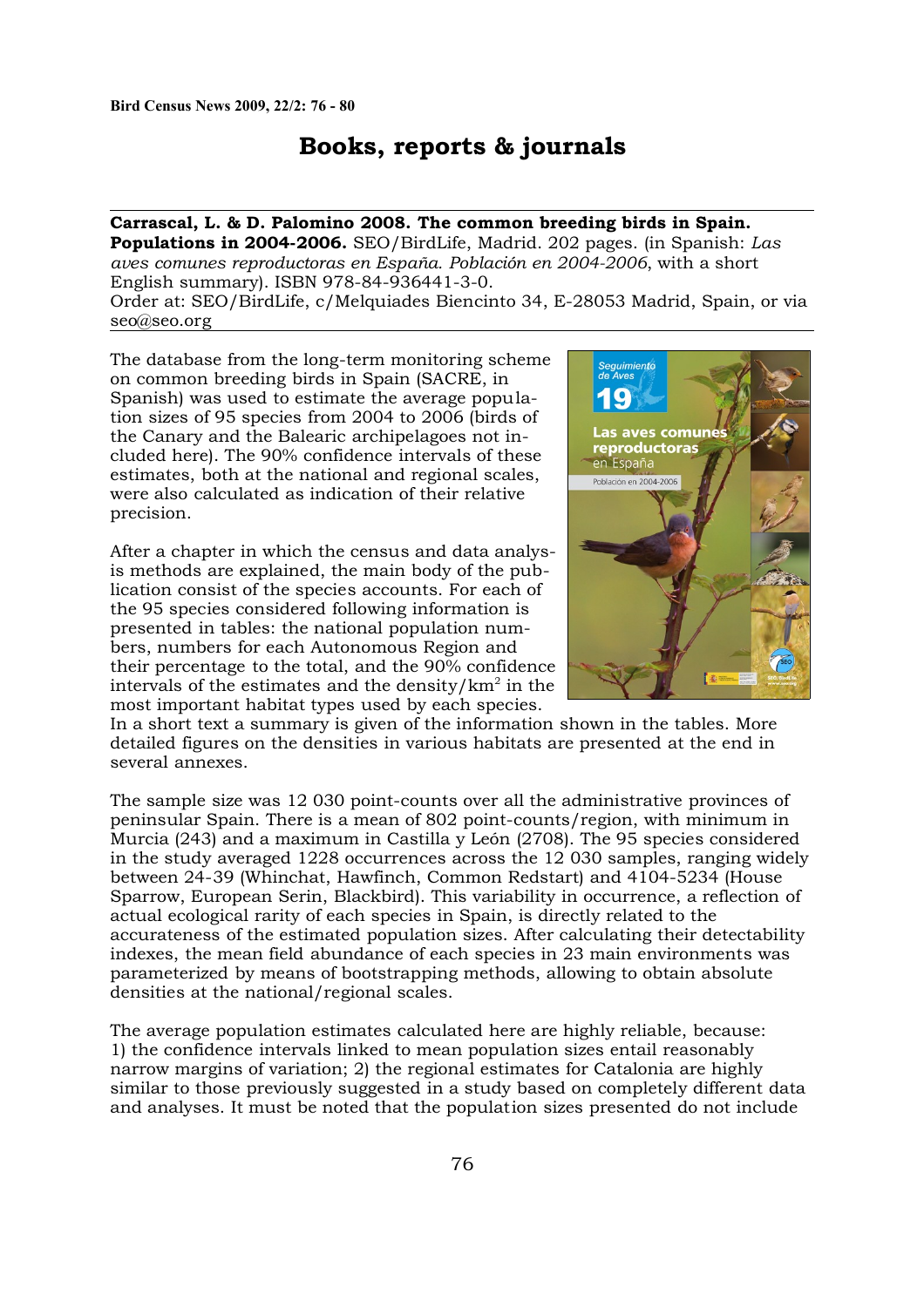# Books, reports & journals

**Carrascal, L. & D. Palomino 2008. The common breeding birds in Spain. Populations in 2004-2006.** SEO/BirdLife, Madrid. 202 pages. (in Spanish: *Las aves comunes reproductoras en España. Población en 2004-2006*, with a short English summary). ISBN 978-84-936441-3-0.
Order at: SEO/BirdLife, c/Melquiades Biencinto 34, E-28053 Madrid, Spain, or via seo@seo.org

The database from the long-term monitoring scheme on common breeding birds in Spain (SACRE, in Spanish) was used to estimate the average population sizes of 95 species from 2004 to 2006 (birds of the Canary and the Balearic archipelagoes not included here). The 90% confidence intervals of these estimates, both at the national and regional scales, were also calculated as indication of their relative precision.

After a chapter in which the census and data analysis methods are explained, the main body of the publication consist of the species accounts. For each of the 95 species considered following information is presented in tables: the national population numbers, numbers for each Autonomous Region and their percentage to the total, and the 90% confidence intervals of the estimates and the density/km$^2$ in the most important habitat types used by each species. In a short text a summary is given of the information shown in the tables. More detailed figures on the densities in various habitats are presented at the end in several annexes.

The sample size was 12 030 point-counts over all the administrative provinces of peninsular Spain. There is a mean of 802 point-counts/region, with minimum in Murcia (243) and a maximum in Castilla y León (2708). The 95 species considered in the study averaged 1228 occurrences across the 12 030 samples, ranging widely between 24-39 (Whinchat, Hawfinch, Common Redstart) and 4104-5234 (House Sparrow, European Serin, Blackbird). This variability in occurrence, a reflection of actual ecological rarity of each species in Spain, is directly related to the accurateness of the estimated population sizes. After calculating their detectability indexes, the mean field abundance of each species in 23 main environments was parameterized by means of bootstrapping methods, allowing to obtain absolute densities at the national/regional scales.

The average population estimates calculated here are highly reliable, because: 1) the confidence intervals linked to mean population sizes entail reasonably narrow margins of variation; 2) the regional estimates for Catalonia are highly similar to those previously suggested in a study based on completely different data and analyses. It must be noted that the population sizes presented do not include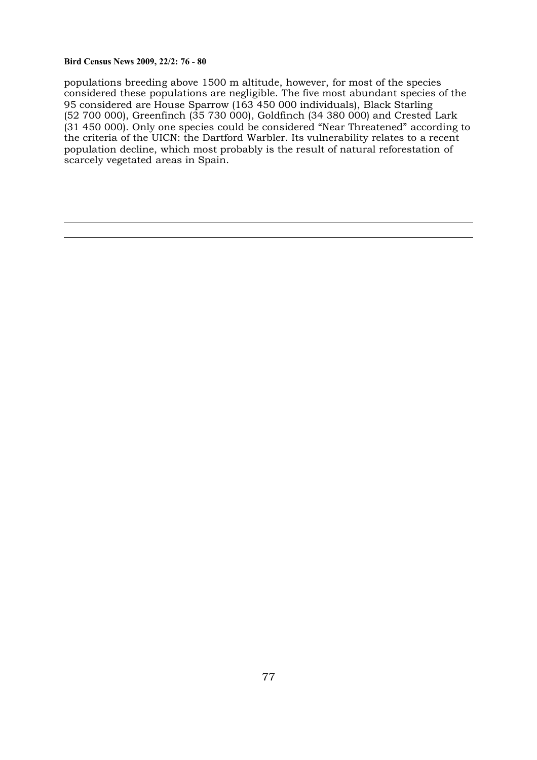populations breeding above 1500 m altitude, however, for most of the species considered these populations are negligible. The five most abundant species of the 95 considered are House Sparrow (163 450 000 individuals), Black Starling (52 700 000), Greenfinch (35 730 000), Goldfinch (34 380 000) and Crested Lark (31 450 000). Only one species could be considered "Near Threatened" according to the criteria of the UICN: the Dartford Warbler. Its vulnerability relates to a recent population decline, which most probably is the result of natural reforestation of scarcely vegetated areas in Spain.